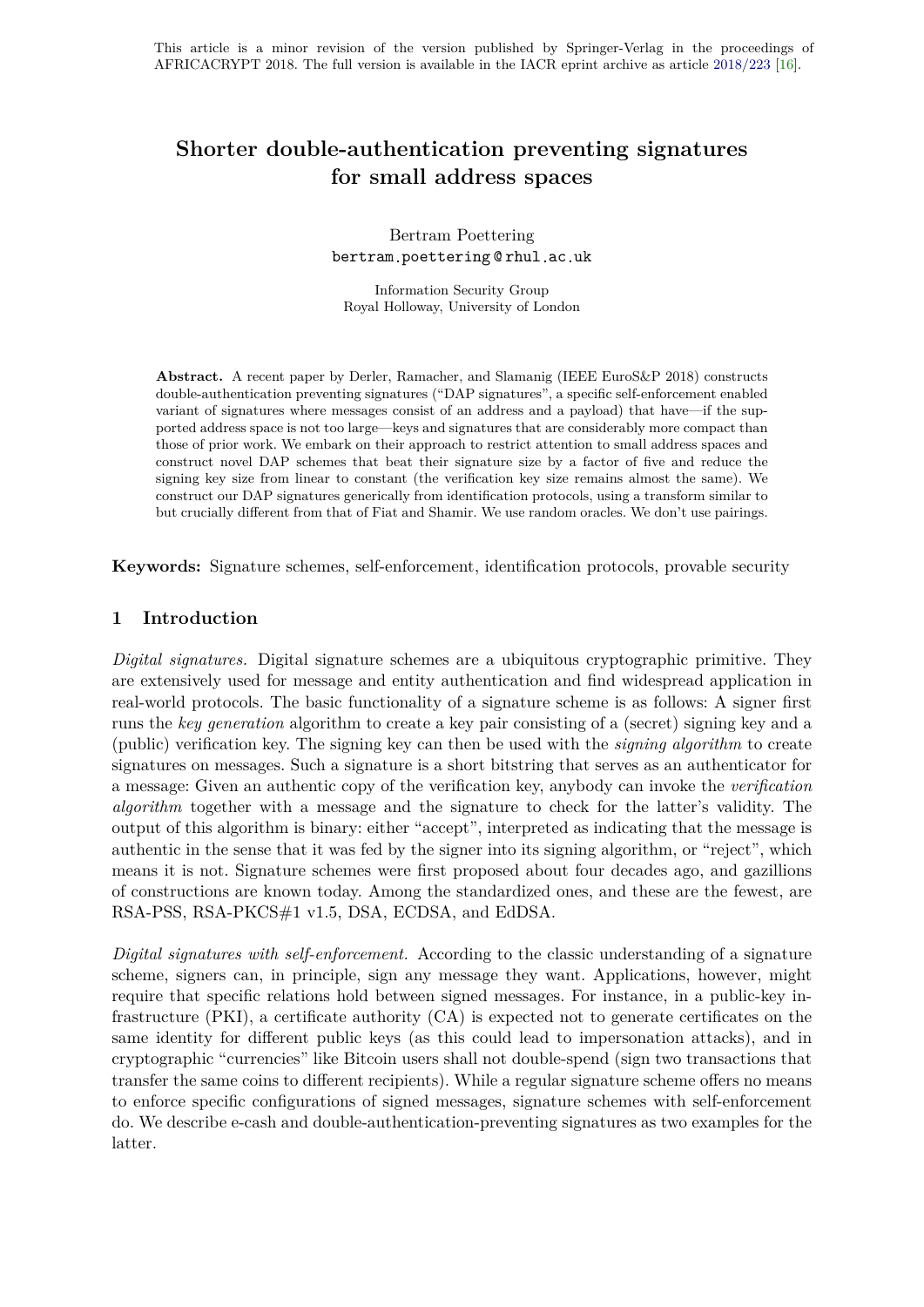This article is a minor revision of the version published by Springer-Verlag in the proceedings of AFRICACRYPT 2018. The full version is available in the IACR eprint archive as article 2018/223 [16].

# Shorter double-authentication preventing signatures for small address spaces

Bertram Poettering
bertram.poettering@rhul.ac.uk

Information Security Group
Royal Holloway, University of London

**Abstract.** A recent paper by Derler, Ramacher, and Slamanig (IEEE EuroS&P 2018) constructs double-authentication preventing signatures ("DAP signatures", a specific self-enforcement enabled variant of signatures where messages consist of an address and a payload) that have—if the supported address space is not too large—keys and signatures that are considerably more compact than those of prior work. We embark on their approach to restrict attention to small address spaces and construct novel DAP schemes that beat their signature size by a factor of five and reduce the signing key size from linear to constant (the verification key size remains almost the same). We construct our DAP signatures generically from identification protocols, using a transform similar to but crucially different from that of Fiat and Shamir. We use random oracles. We don't use pairings.

**Keywords:** Signature schemes, self-enforcement, identification protocols, provable security

## 1 Introduction

*Digital signatures.* Digital signature schemes are a ubiquitous cryptographic primitive. They are extensively used for message and entity authentication and find widespread application in real-world protocols. The basic functionality of a signature scheme is as follows: A signer first runs the *key generation* algorithm to create a key pair consisting of a (secret) signing key and a (public) verification key. The signing key can then be used with the *signing algorithm* to create signatures on messages. Such a signature is a short bitstring that serves as an authenticator for a message: Given an authentic copy of the verification key, anybody can invoke the *verification algorithm* together with a message and the signature to check for the latter's validity. The output of this algorithm is binary: either "accept", interpreted as indicating that the message is authentic in the sense that it was fed by the signer into its signing algorithm, or "reject", which means it is not. Signature schemes were first proposed about four decades ago, and gazillions of constructions are known today. Among the standardized ones, and these are the fewest, are RSA-PSS, RSA-PKCS#1 v1.5, DSA, ECDSA, and EdDSA.

*Digital signatures with self-enforcement.* According to the classic understanding of a signature scheme, signers can, in principle, sign any message they want. Applications, however, might require that specific relations hold between signed messages. For instance, in a public-key infrastructure (PKI), a certificate authority (CA) is expected not to generate certificates on the same identity for different public keys (as this could lead to impersonation attacks), and in cryptographic "currencies" like Bitcoin users shall not double-spend (sign two transactions that transfer the same coins to different recipients). While a regular signature scheme offers no means to enforce specific configurations of signed messages, signature schemes with self-enforcement do. We describe e-cash and double-authentication-preventing signatures as two examples for the latter.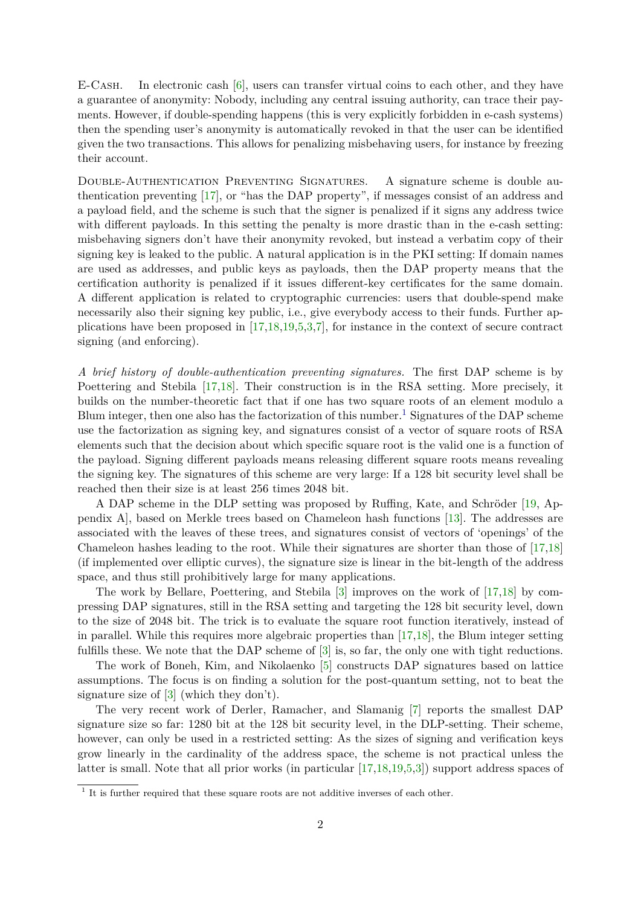E-Cash. In electronic cash [6], users can transfer virtual coins to each other, and they have a guarantee of anonymity: Nobody, including any central issuing authority, can trace their payments. However, if double-spending happens (this is very explicitly forbidden in e-cash systems) then the spending user's anonymity is automatically revoked in that the user can be identified given the two transactions. This allows for penalizing misbehaving users, for instance by freezing their account.

Double-Authentication Preventing Signatures. A signature scheme is double authentication preventing [17], or "has the DAP property", if messages consist of an address and a payload field, and the scheme is such that the signer is penalized if it signs any address twice with different payloads. In this setting the penalty is more drastic than in the e-cash setting: misbehaving signers don't have their anonymity revoked, but instead a verbatim copy of their signing key is leaked to the public. A natural application is in the PKI setting: If domain names are used as addresses, and public keys as payloads, then the DAP property means that the certification authority is penalized if it issues different-key certificates for the same domain. A different application is related to cryptographic currencies: users that double-spend make necessarily also their signing key public, i.e., give everybody access to their funds. Further applications have been proposed in [17,18,19,5,3,7], for instance in the context of secure contract signing (and enforcing).

*A brief history of double-authentication preventing signatures.* The first DAP scheme is by Poettering and Stebila [17,18]. Their construction is in the RSA setting. More precisely, it builds on the number-theoretic fact that if one has two square roots of an element modulo a Blum integer, then one also has the factorization of this number.[1] Signatures of the DAP scheme use the factorization as signing key, and signatures consist of a vector of square roots of RSA elements such that the decision about which specific square root is the valid one is a function of the payload. Signing different payloads means releasing different square roots means revealing the signing key. The signatures of this scheme are very large: If a 128 bit security level shall be reached then their size is at least 256 times 2048 bit.

A DAP scheme in the DLP setting was proposed by Ruffing, Kate, and Schröder [19, Appendix A], based on Merkle trees based on Chameleon hash functions [13]. The addresses are associated with the leaves of these trees, and signatures consist of vectors of 'openings' of the Chameleon hashes leading to the root. While their signatures are shorter than those of [17,18] (if implemented over elliptic curves), the signature size is linear in the bit-length of the address space, and thus still prohibitively large for many applications.

The work by Bellare, Poettering, and Stebila [3] improves on the work of [17,18] by compressing DAP signatures, still in the RSA setting and targeting the 128 bit security level, down to the size of 2048 bit. The trick is to evaluate the square root function iteratively, instead of in parallel. While this requires more algebraic properties than [17,18], the Blum integer setting fulfills these. We note that the DAP scheme of [3] is, so far, the only one with tight reductions.

The work of Boneh, Kim, and Nikolaenko [5] constructs DAP signatures based on lattice assumptions. The focus is on finding a solution for the post-quantum setting, not to beat the signature size of [3] (which they don't).

The very recent work of Derler, Ramacher, and Slamanig [7] reports the smallest DAP signature size so far: 1280 bit at the 128 bit security level, in the DLP-setting. Their scheme, however, can only be used in a restricted setting: As the sizes of signing and verification keys grow linearly in the cardinality of the address space, the scheme is not practical unless the latter is small. Note that all prior works (in particular [17,18,19,5,3]) support address spaces of

[1] It is further required that these square roots are not additive inverses of each other.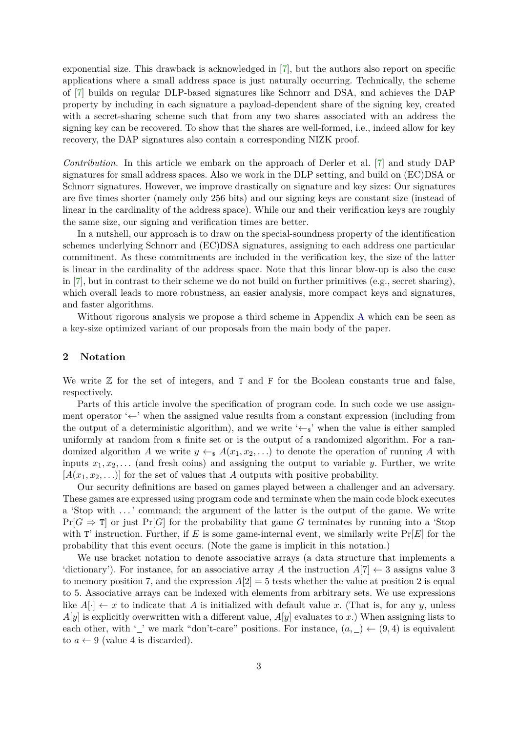exponential size. This drawback is acknowledged in [7], but the authors also report on specific applications where a small address space is just naturally occurring. Technically, the scheme of [7] builds on regular DLP-based signatures like Schnorr and DSA, and achieves the DAP property by including in each signature a payload-dependent share of the signing key, created with a secret-sharing scheme such that from any two shares associated with an address the signing key can be recovered. To show that the shares are well-formed, i.e., indeed allow for key recovery, the DAP signatures also contain a corresponding NIZK proof.

*Contribution.* In this article we embark on the approach of Derler et al. [7] and study DAP signatures for small address spaces. Also we work in the DLP setting, and build on (EC)DSA or Schnorr signatures. However, we improve drastically on signature and key sizes: Our signatures are five times shorter (namely only 256 bits) and our signing keys are constant size (instead of linear in the cardinality of the address space). While our and their verification keys are roughly the same size, our signing and verification times are better.

In a nutshell, our approach is to draw on the special-soundness property of the identification schemes underlying Schnorr and (EC)DSA signatures, assigning to each address one particular commitment. As these commitments are included in the verification key, the size of the latter is linear in the cardinality of the address space. Note that this linear blow-up is also the case in [7], but in contrast to their scheme we do not build on further primitives (e.g., secret sharing), which overall leads to more robustness, an easier analysis, more compact keys and signatures, and faster algorithms.

Without rigorous analysis we propose a third scheme in Appendix A which can be seen as a key-size optimized variant of our proposals from the main body of the paper.

## 2 Notation

We write $\mathbb{Z}$ for the set of integers, and T and F for the Boolean constants true and false, respectively.

Parts of this article involve the specification of program code. In such code we use assignment operator '$\leftarrow$' when the assigned value results from a constant expression (including from the output of a deterministic algorithm), and we write '$\leftarrow_{\$}$' when the value is either sampled uniformly at random from a finite set or is the output of a randomized algorithm. For a randomized algorithm $A$ we write $y \leftarrow_{\$} A(x_1, x_2, \ldots)$ to denote the operation of running $A$ with inputs $x_1, x_2, \ldots$ (and fresh coins) and assigning the output to variable $y$. Further, we write $[A(x_1, x_2, \ldots)]$ for the set of values that $A$ outputs with positive probability.

Our security definitions are based on games played between a challenger and an adversary. These games are expressed using program code and terminate when the main code block executes a 'Stop with ...' command; the argument of the latter is the output of the game. We write $\Pr[G \Rightarrow \mathtt{T}]$ or just $\Pr[G]$ for the probability that game $G$ terminates by running into a 'Stop with T' instruction. Further, if $E$ is some game-internal event, we similarly write $\Pr[E]$ for the probability that this event occurs. (Note the game is implicit in this notation.)

We use bracket notation to denote associative arrays (a data structure that implements a 'dictionary'). For instance, for an associative array $A$ the instruction $A[7] \leftarrow 3$ assigns value 3 to memory position 7, and the expression $A[2] = 5$ tests whether the value at position 2 is equal to 5. Associative arrays can be indexed with elements from arbitrary sets. We use expressions like $A[\cdot] \leftarrow x$ to indicate that $A$ is initialized with default value $x$. (That is, for any $y$, unless $A[y]$ is explicitly overwritten with a different value, $A[y]$ evaluates to $x$.) When assigning lists to each other, with '_' we mark "don't-care" positions. For instance, $(a, \_) \leftarrow (9, 4)$ is equivalent to $a \leftarrow 9$ (value 4 is discarded).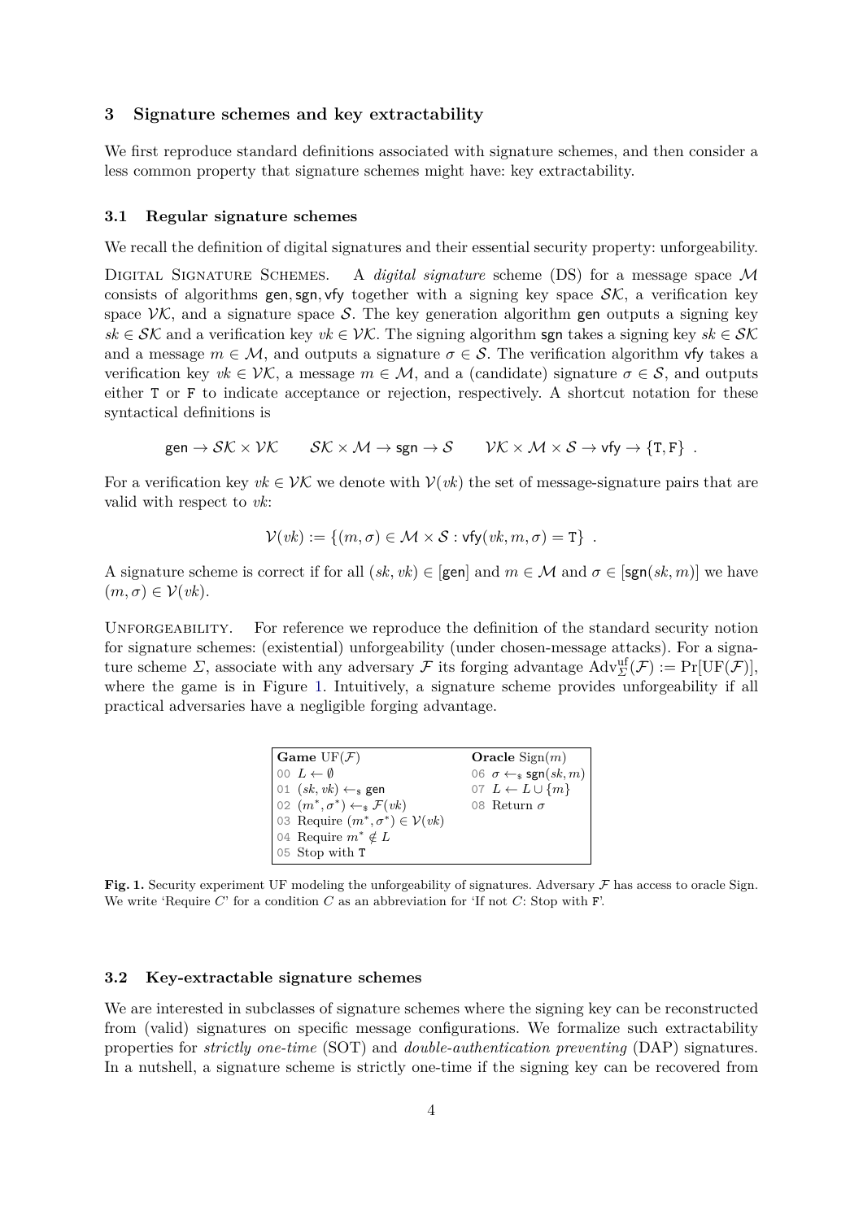## 3 Signature schemes and key extractability

We first reproduce standard definitions associated with signature schemes, and then consider a less common property that signature schemes might have: key extractability.

### 3.1 Regular signature schemes

We recall the definition of digital signatures and their essential security property: unforgeability.

Digital Signature Schemes. A *digital signature* scheme (DS) for a message space $\mathcal{M}$ consists of algorithms $\mathsf{gen}, \mathsf{sgn}, \mathsf{vfy}$ together with a signing key space $\mathcal{SK}$, a verification key space $\mathcal{VK}$, and a signature space $\mathcal{S}$. The key generation algorithm $\mathsf{gen}$ outputs a signing key $sk \in \mathcal{SK}$ and a verification key $vk \in \mathcal{VK}$. The signing algorithm $\mathsf{sgn}$ takes a signing key $sk \in \mathcal{SK}$ and a message $m \in \mathcal{M}$, and outputs a signature $\sigma \in \mathcal{S}$. The verification algorithm $\mathsf{vfy}$ takes a verification key $vk \in \mathcal{VK}$, a message $m \in \mathcal{M}$, and a (candidate) signature $\sigma \in \mathcal{S}$, and outputs either $\mathtt{T}$ or $\mathtt{F}$ to indicate acceptance or rejection, respectively. A shortcut notation for these syntactical definitions is

$$\mathsf{gen} \to \mathcal{SK} \times \mathcal{VK} \qquad \mathcal{SK} \times \mathcal{M} \to \mathsf{sgn} \to \mathcal{S} \qquad \mathcal{VK} \times \mathcal{M} \times \mathcal{S} \to \mathsf{vfy} \to \{\mathtt{T}, \mathtt{F}\} \ .$$

For a verification key $vk \in \mathcal{VK}$ we denote with $\mathcal{V}(vk)$ the set of message-signature pairs that are valid with respect to $vk$:

$$\mathcal{V}(vk) := \{(m, \sigma) \in \mathcal{M} \times \mathcal{S} : \mathsf{vfy}(vk, m, \sigma) = \mathtt{T}\} \ .$$

A signature scheme is correct if for all $(sk, vk) \in [\mathsf{gen}]$ and $m \in \mathcal{M}$ and $\sigma \in [\mathsf{sgn}(sk, m)]$ we have $(m, \sigma) \in \mathcal{V}(vk)$.

Unforgeability. For reference we reproduce the definition of the standard security notion for signature schemes: (existential) unforgeability (under chosen-message attacks). For a signature scheme $\Sigma$, associate with any adversary $\mathcal{F}$ its forging advantage $\mathrm{Adv}^{\mathrm{uf}}_{\Sigma}(\mathcal{F}) := \Pr[\mathrm{UF}(\mathcal{F})]$, where the game is in Figure 1. Intuitively, a signature scheme provides unforgeability if all practical adversaries have a negligible forging advantage.

| **Game** $\mathrm{UF}(\mathcal{F})$ | **Oracle** $\mathrm{Sign}(m)$ |
|---|---|
| 00 $L \leftarrow \emptyset$ | 06 $\sigma \leftarrow_\$ \mathsf{sgn}(sk, m)$ |
| 01 $(sk, vk) \leftarrow_\$ \mathsf{gen}$ | 07 $L \leftarrow L \cup \{m\}$ |
| 02 $(m^*, \sigma^*) \leftarrow_\$ \mathcal{F}(vk)$ | 08 Return $\sigma$ |
| 03 Require $(m^*, \sigma^*) \in \mathcal{V}(vk)$ | |
| 04 Require $m^* \notin L$ | |
| 05 Stop with $\mathtt{T}$ | |

**Fig. 1.** Security experiment UF modeling the unforgeability of signatures. Adversary $\mathcal{F}$ has access to oracle Sign. We write 'Require $C$' for a condition $C$ as an abbreviation for 'If not $C$: Stop with $\mathtt{F}$'.

### 3.2 Key-extractable signature schemes

We are interested in subclasses of signature schemes where the signing key can be reconstructed from (valid) signatures on specific message configurations. We formalize such extractability properties for *strictly one-time* (SOT) and *double-authentication preventing* (DAP) signatures. In a nutshell, a signature scheme is strictly one-time if the signing key can be recovered from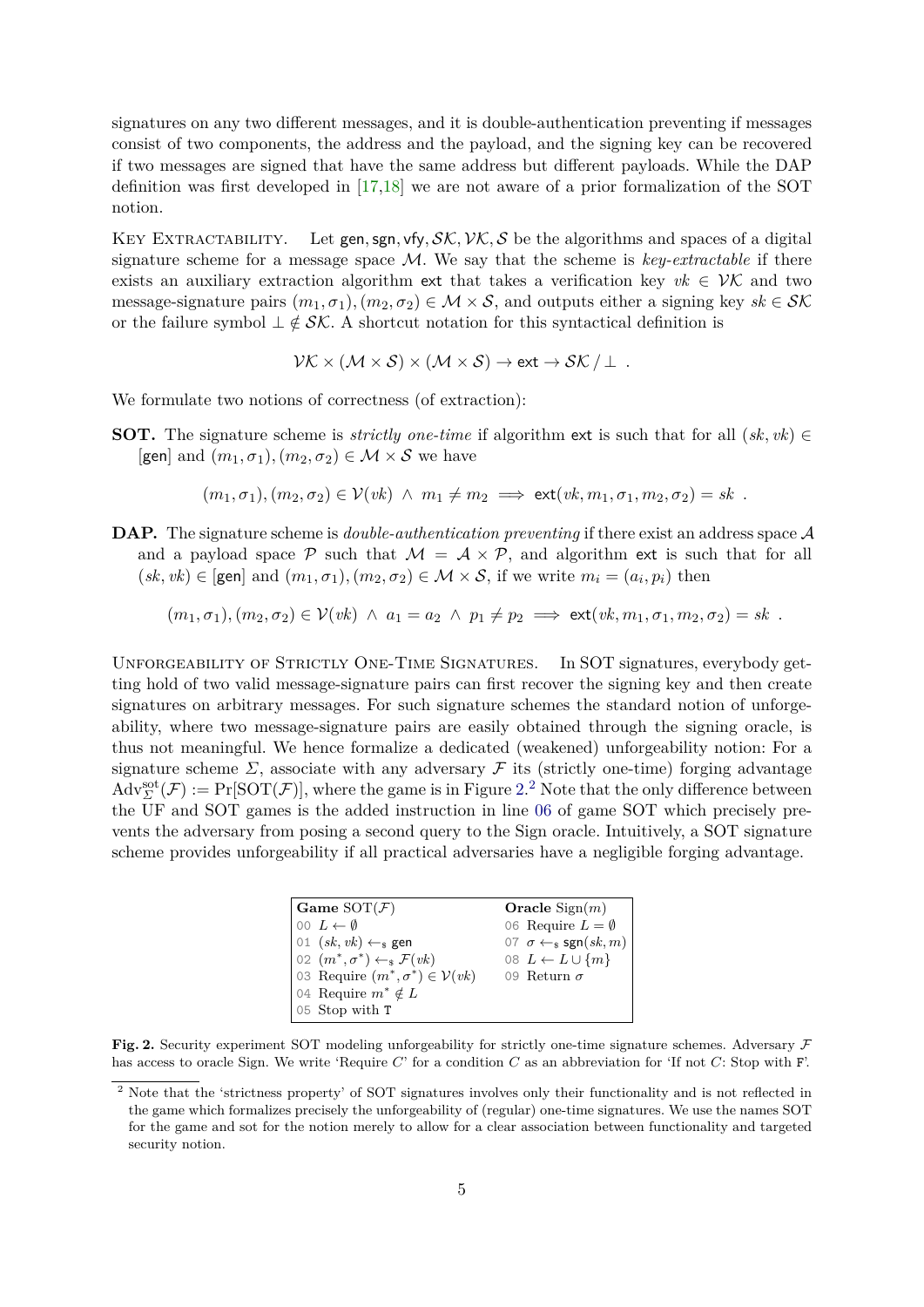signatures on any two different messages, and it is double-authentication preventing if messages consist of two components, the address and the payload, and the signing key can be recovered if two messages are signed that have the same address but different payloads. While the DAP definition was first developed in [17,18] we are not aware of a prior formalization of the SOT notion.

Key Extractability. Let $\mathsf{gen}, \mathsf{sgn}, \mathsf{vfy}, \mathcal{SK}, \mathcal{VK}, \mathcal{S}$ be the algorithms and spaces of a digital signature scheme for a message space $\mathcal{M}$. We say that the scheme is *key-extractable* if there exists an auxiliary extraction algorithm $\mathsf{ext}$ that takes a verification key $vk \in \mathcal{VK}$ and two message-signature pairs $(m_1, \sigma_1), (m_2, \sigma_2) \in \mathcal{M} \times \mathcal{S}$, and outputs either a signing key $sk \in \mathcal{SK}$ or the failure symbol $\perp \notin \mathcal{SK}$. A shortcut notation for this syntactical definition is

$$\mathcal{VK} \times (\mathcal{M} \times \mathcal{S}) \times (\mathcal{M} \times \mathcal{S}) \to \mathsf{ext} \to \mathcal{SK} \,/\, \perp \;.$$

We formulate two notions of correctness (of extraction):

**SOT.** The signature scheme is *strictly one-time* if algorithm $\mathsf{ext}$ is such that for all $(sk, vk) \in [\mathsf{gen}]$ and $(m_1, \sigma_1), (m_2, \sigma_2) \in \mathcal{M} \times \mathcal{S}$ we have

$$(m_1, \sigma_1), (m_2, \sigma_2) \in \mathcal{V}(vk) \;\wedge\; m_1 \neq m_2 \implies \mathsf{ext}(vk, m_1, \sigma_1, m_2, \sigma_2) = sk \;.$$

**DAP.** The signature scheme is *double-authentication preventing* if there exist an address space $\mathcal{A}$ and a payload space $\mathcal{P}$ such that $\mathcal{M} = \mathcal{A} \times \mathcal{P}$, and algorithm $\mathsf{ext}$ is such that for all $(sk, vk) \in [\mathsf{gen}]$ and $(m_1, \sigma_1), (m_2, \sigma_2) \in \mathcal{M} \times \mathcal{S}$, if we write $m_i = (a_i, p_i)$ then

$$(m_1, \sigma_1), (m_2, \sigma_2) \in \mathcal{V}(vk) \;\wedge\; a_1 = a_2 \;\wedge\; p_1 \neq p_2 \implies \mathsf{ext}(vk, m_1, \sigma_1, m_2, \sigma_2) = sk \;.$$

Unforgeability of Strictly One-Time Signatures. In SOT signatures, everybody getting hold of two valid message-signature pairs can first recover the signing key and then create signatures on arbitrary messages. For such signature schemes the standard notion of unforgeability, where two message-signature pairs are easily obtained through the signing oracle, is thus not meaningful. We hence formalize a dedicated (weakened) unforgeability notion: For a signature scheme $\Sigma$, associate with any adversary $\mathcal{F}$ its (strictly one-time) forging advantage $\mathrm{Adv}^{\mathrm{sot}}_{\Sigma}(\mathcal{F}) := \Pr[\mathrm{SOT}(\mathcal{F})]$, where the game is in Figure 2.[2] Note that the only difference between the UF and SOT games is the added instruction in line 06 of game SOT which precisely prevents the adversary from posing a second query to the Sign oracle. Intuitively, a SOT signature scheme provides unforgeability if all practical adversaries have a negligible forging advantage.

| **Game** $\mathrm{SOT}(\mathcal{F})$ | **Oracle** $\mathrm{Sign}(m)$ |
|---|---|
| 00 $L \leftarrow \emptyset$ | 06 Require $L = \emptyset$ |
| 01 $(sk, vk) \leftarrow_{\$} \mathsf{gen}$ | 07 $\sigma \leftarrow_{\$} \mathsf{sgn}(sk, m)$ |
| 02 $(m^*, \sigma^*) \leftarrow_{\$} \mathcal{F}(vk)$ | 08 $L \leftarrow L \cup \{m\}$ |
| 03 Require $(m^*, \sigma^*) \in \mathcal{V}(vk)$ | 09 Return $\sigma$ |
| 04 Require $m^* \notin L$ | |
| 05 Stop with T | |

**Fig. 2.** Security experiment SOT modeling unforgeability for strictly one-time signature schemes. Adversary $\mathcal{F}$ has access to oracle Sign. We write 'Require $C$' for a condition $C$ as an abbreviation for 'If not $C$: Stop with F'.

[2] Note that the 'strictness property' of SOT signatures involves only their functionality and is not reflected in the game which formalizes precisely the unforgeability of (regular) one-time signatures. We use the names SOT for the game and sot for the notion merely to allow for a clear association between functionality and targeted security notion.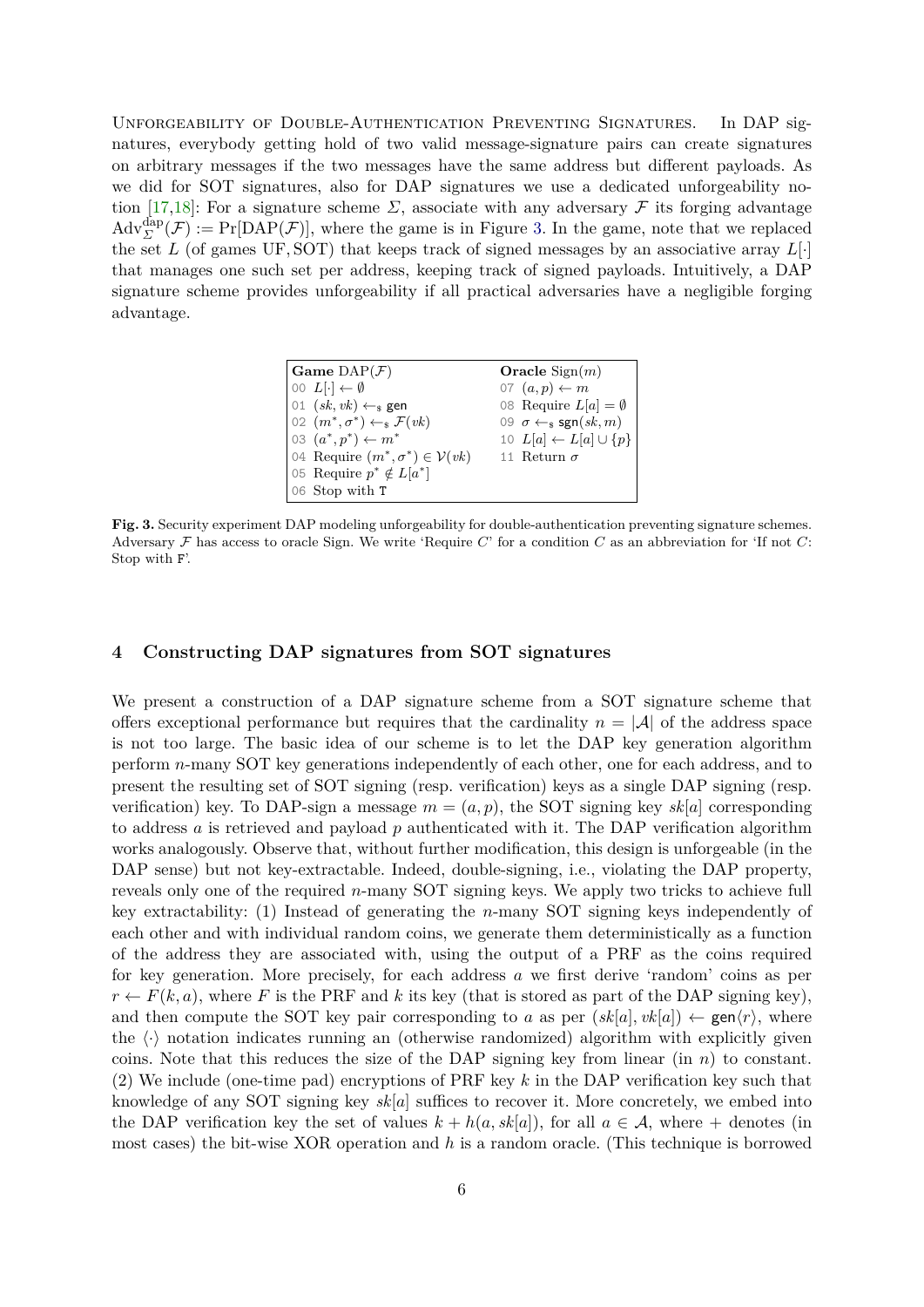Unforgeability of Double-Authentication Preventing Signatures. In DAP signatures, everybody getting hold of two valid message-signature pairs can create signatures on arbitrary messages if the two messages have the same address but different payloads. As we did for SOT signatures, also for DAP signatures we use a dedicated unforgeability notion [17,18]: For a signature scheme $\Sigma$, associate with any adversary $\mathcal{F}$ its forging advantage $\mathrm{Adv}^{\mathrm{dap}}_{\Sigma}(\mathcal{F}) := \Pr[\mathrm{DAP}(\mathcal{F})]$, where the game is in Figure 3. In the game, note that we replaced the set $L$ (of games UF, SOT) that keeps track of signed messages by an associative array $L[\cdot]$ that manages one such set per address, keeping track of signed payloads. Intuitively, a DAP signature scheme provides unforgeability if all practical adversaries have a negligible forging advantage.

| **Game** $\mathrm{DAP}(\mathcal{F})$ | **Oracle** $\mathrm{Sign}(m)$ |
|---|---|
| 00 $L[\cdot] \leftarrow \emptyset$ | 07 $(a, p) \leftarrow m$ |
| 01 $(sk, vk) \leftarrow_{\$} \mathsf{gen}$ | 08 Require $L[a] = \emptyset$ |
| 02 $(m^*, \sigma^*) \leftarrow_{\$} \mathcal{F}(vk)$ | 09 $\sigma \leftarrow_{\$} \mathsf{sgn}(sk, m)$ |
| 03 $(a^*, p^*) \leftarrow m^*$ | 10 $L[a] \leftarrow L[a] \cup \{p\}$ |
| 04 Require $(m^*, \sigma^*) \in \mathcal{V}(vk)$ | 11 Return $\sigma$ |
| 05 Require $p^* \notin L[a^*]$ | |
| 06 Stop with T | |

**Fig. 3.** Security experiment DAP modeling unforgeability for double-authentication preventing signature schemes. Adversary $\mathcal{F}$ has access to oracle Sign. We write 'Require $C$' for a condition $C$ as an abbreviation for 'If not $C$: Stop with F'.

## 4 Constructing DAP signatures from SOT signatures

We present a construction of a DAP signature scheme from a SOT signature scheme that offers exceptional performance but requires that the cardinality $n = |\mathcal{A}|$ of the address space is not too large. The basic idea of our scheme is to let the DAP key generation algorithm perform $n$-many SOT key generations independently of each other, one for each address, and to present the resulting set of SOT signing (resp. verification) keys as a single DAP signing (resp. verification) key. To DAP-sign a message $m = (a, p)$, the SOT signing key $sk[a]$ corresponding to address $a$ is retrieved and payload $p$ authenticated with it. The DAP verification algorithm works analogously. Observe that, without further modification, this design is unforgeable (in the DAP sense) but not key-extractable. Indeed, double-signing, i.e., violating the DAP property, reveals only one of the required $n$-many SOT signing keys. We apply two tricks to achieve full key extractability: (1) Instead of generating the $n$-many SOT signing keys independently of each other and with individual random coins, we generate them deterministically as a function of the address they are associated with, using the output of a PRF as the coins required for key generation. More precisely, for each address $a$ we first derive 'random' coins as per $r \leftarrow F(k, a)$, where $F$ is the PRF and $k$ its key (that is stored as part of the DAP signing key), and then compute the SOT key pair corresponding to $a$ as per $(sk[a], vk[a]) \leftarrow \mathsf{gen}\langle r \rangle$, where the $\langle \cdot \rangle$ notation indicates running an (otherwise randomized) algorithm with explicitly given coins. Note that this reduces the size of the DAP signing key from linear (in $n$) to constant. (2) We include (one-time pad) encryptions of PRF key $k$ in the DAP verification key such that knowledge of any SOT signing key $sk[a]$ suffices to recover it. More concretely, we embed into the DAP verification key the set of values $k + h(a, sk[a])$, for all $a \in \mathcal{A}$, where $+$ denotes (in most cases) the bit-wise XOR operation and $h$ is a random oracle. (This technique is borrowed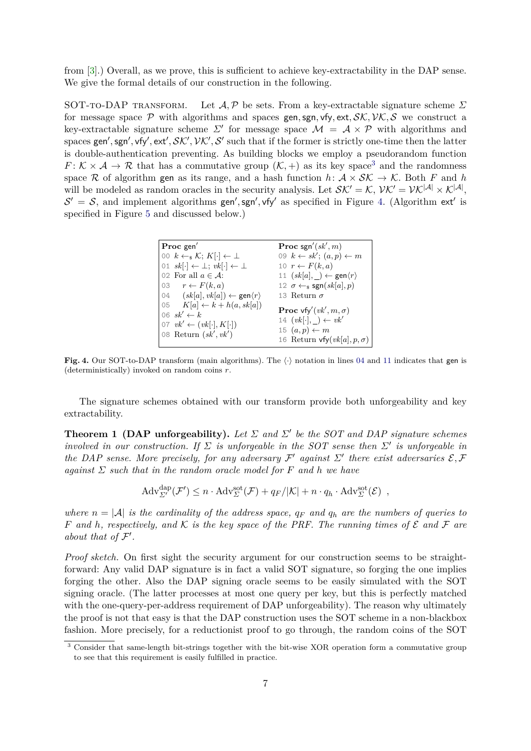from [3].) Overall, as we prove, this is sufficient to achieve key-extractability in the DAP sense. We give the formal details of our construction in the following.

SOT-TO-DAP TRANSFORM. Let $\mathcal{A}, \mathcal{P}$ be sets. From a key-extractable signature scheme $\Sigma$ for message space $\mathcal{P}$ with algorithms and spaces $\mathsf{gen}, \mathsf{sgn}, \mathsf{vfy}, \mathsf{ext}, \mathcal{SK}, \mathcal{VK}, \mathcal{S}$ we construct a key-extractable signature scheme $\Sigma'$ for message space $\mathcal{M} = \mathcal{A} \times \mathcal{P}$ with algorithms and spaces $\mathsf{gen}', \mathsf{sgn}', \mathsf{vfy}', \mathsf{ext}', \mathcal{SK}', \mathcal{VK}', \mathcal{S}'$ such that if the former is strictly one-time then the latter is double-authentication preventing. As building blocks we employ a pseudorandom function $F\colon \mathcal{K} \times \mathcal{A} \to \mathcal{R}$ that has a commutative group $(\mathcal{K}, +)$ as its key space[3] and the randomness space $\mathcal{R}$ of algorithm $\mathsf{gen}$ as its range, and a hash function $h\colon \mathcal{A} \times \mathcal{SK} \to \mathcal{K}$. Both $F$ and $h$ will be modeled as random oracles in the security analysis. Let $\mathcal{SK}' = \mathcal{K}$, $\mathcal{VK}' = \mathcal{VK}^{|\mathcal{A}|} \times \mathcal{K}^{|\mathcal{A}|}$, $\mathcal{S}' = \mathcal{S}$, and implement algorithms $\mathsf{gen}', \mathsf{sgn}', \mathsf{vfy}'$ as specified in Figure 4. (Algorithm $\mathsf{ext}'$ is specified in Figure 5 and discussed below.)

```
Proc gen'
00 k ←$ K; K[·] ← ⊥
01 sk[·] ← ⊥; vk[·] ← ⊥
02 For all a ∈ A:
03     r ← F(k, a)
04     (sk[a], vk[a]) ← gen⟨r⟩
05     K[a] ← k + h(a, sk[a])
06 sk' ← k
07 vk' ← (vk[·], K[·])
08 Return (sk', vk')

Proc sgn'(sk', m)
09 k ← sk'; (a, p) ← m
10 r ← F(k, a)
11 (sk[a], _) ← gen⟨r⟩
12 σ ←$ sgn(sk[a], p)
13 Return σ

Proc vfy'(vk', m, σ)
14 (vk[·], _) ← vk'
15 (a, p) ← m
16 Return vfy(vk[a], p, σ)
```

**Fig. 4.** Our SOT-to-DAP transform (main algorithms). The $\langle\cdot\rangle$ notation in lines 04 and 11 indicates that $\mathsf{gen}$ is (deterministically) invoked on random coins $r$.

The signature schemes obtained with our transform provide both unforgeability and key extractability.

**Theorem 1 (DAP unforgeability).** *Let $\Sigma$ and $\Sigma'$ be the SOT and DAP signature schemes involved in our construction. If $\Sigma$ is unforgeable in the SOT sense then $\Sigma'$ is unforgeable in the DAP sense. More precisely, for any adversary $\mathcal{F}'$ against $\Sigma'$ there exist adversaries $\mathcal{E}, \mathcal{F}$ against $\Sigma$ such that in the random oracle model for $F$ and $h$ we have*

$$\mathrm{Adv}^{\mathrm{dap}}_{\Sigma'}(\mathcal{F}') \leq n \cdot \mathrm{Adv}^{\mathrm{sot}}_{\Sigma}(\mathcal{F}) + q_F/|\mathcal{K}| + n \cdot q_h \cdot \mathrm{Adv}^{\mathrm{sot}}_{\Sigma}(\mathcal{E}) \ ,$$

*where $n = |\mathcal{A}|$ is the cardinality of the address space, $q_F$ and $q_h$ are the numbers of queries to $F$ and $h$, respectively, and $\mathcal{K}$ is the key space of the PRF. The running times of $\mathcal{E}$ and $\mathcal{F}$ are about that of $\mathcal{F}'$.*

*Proof sketch.* On first sight the security argument for our construction seems to be straightforward: Any valid DAP signature is in fact a valid SOT signature, so forging the one implies forging the other. Also the DAP signing oracle seems to be easily simulated with the SOT signing oracle. (The latter processes at most one query per key, but this is perfectly matched with the one-query-per-address requirement of DAP unforgeability). The reason why ultimately the proof is not that easy is that the DAP construction uses the SOT scheme in a non-blackbox fashion. More precisely, for a reductionist proof to go through, the random coins of the SOT

[3] Consider that same-length bit-strings together with the bit-wise XOR operation form a commutative group to see that this requirement is easily fulfilled in practice.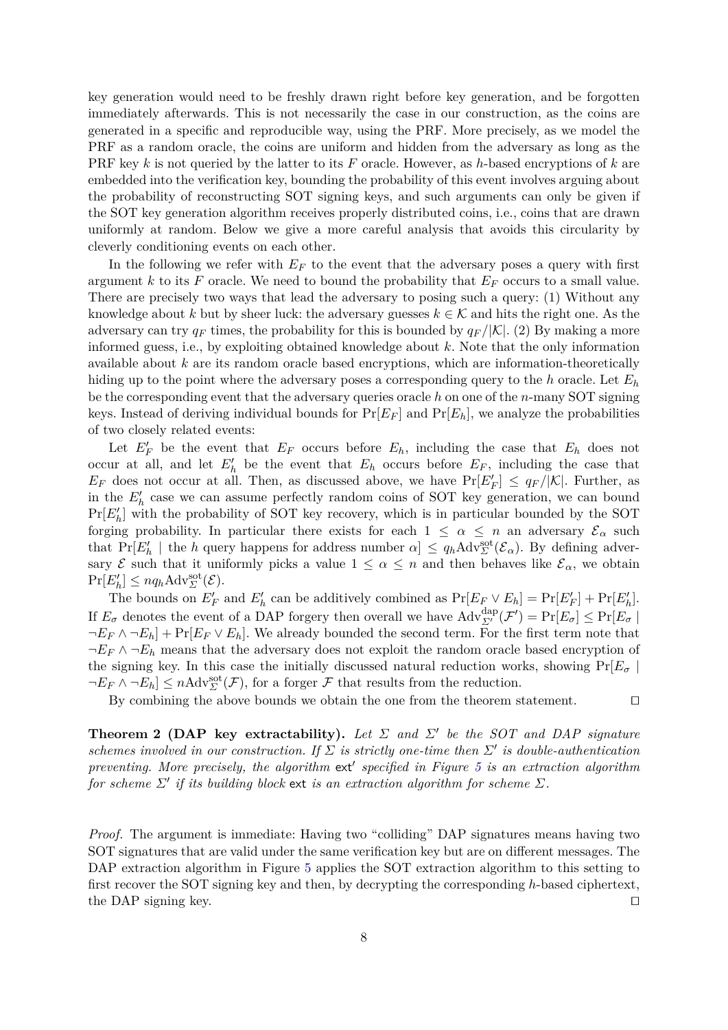key generation would need to be freshly drawn right before key generation, and be forgotten immediately afterwards. This is not necessarily the case in our construction, as the coins are generated in a specific and reproducible way, using the PRF. More precisely, as we model the PRF as a random oracle, the coins are uniform and hidden from the adversary as long as the PRF key $k$ is not queried by the latter to its $F$ oracle. However, as $h$-based encryptions of $k$ are embedded into the verification key, bounding the probability of this event involves arguing about the probability of reconstructing SOT signing keys, and such arguments can only be given if the SOT key generation algorithm receives properly distributed coins, i.e., coins that are drawn uniformly at random. Below we give a more careful analysis that avoids this circularity by cleverly conditioning events on each other.

In the following we refer with $E_F$ to the event that the adversary poses a query with first argument $k$ to its $F$ oracle. We need to bound the probability that $E_F$ occurs to a small value. There are precisely two ways that lead the adversary to posing such a query: (1) Without any knowledge about $k$ but by sheer luck: the adversary guesses $k \in \mathcal{K}$ and hits the right one. As the adversary can try $q_F$ times, the probability for this is bounded by $q_F/|\mathcal{K}|$. (2) By making a more informed guess, i.e., by exploiting obtained knowledge about $k$. Note that the only information available about $k$ are its random oracle based encryptions, which are information-theoretically hiding up to the point where the adversary poses a corresponding query to the $h$ oracle. Let $E_h$ be the corresponding event that the adversary queries oracle $h$ on one of the $n$-many SOT signing keys. Instead of deriving individual bounds for $\Pr[E_F]$ and $\Pr[E_h]$, we analyze the probabilities of two closely related events:

Let $E'_F$ be the event that $E_F$ occurs before $E_h$, including the case that $E_h$ does not occur at all, and let $E'_h$ be the event that $E_h$ occurs before $E_F$, including the case that $E_F$ does not occur at all. Then, as discussed above, we have $\Pr[E'_F] \leq q_F/|\mathcal{K}|$. Further, as in the $E'_h$ case we can assume perfectly random coins of SOT key generation, we can bound $\Pr[E'_h]$ with the probability of SOT key recovery, which is in particular bounded by the SOT forging probability. In particular there exists for each $1 \leq \alpha \leq n$ an adversary $\mathcal{E}_\alpha$ such that $\Pr[E'_h \mid \text{the } h \text{ query happens for address number } \alpha] \leq q_h \mathrm{Adv}^{\mathrm{sot}}_{\Sigma}(\mathcal{E}_\alpha)$. By defining adversary $\mathcal{E}$ such that it uniformly picks a value $1 \leq \alpha \leq n$ and then behaves like $\mathcal{E}_\alpha$, we obtain $\Pr[E'_h] \leq n q_h \mathrm{Adv}^{\mathrm{sot}}_{\Sigma}(\mathcal{E})$.

The bounds on $E'_F$ and $E'_h$ can be additively combined as $\Pr[E_F \vee E_h] = \Pr[E'_F] + \Pr[E'_h]$. If $E_\sigma$ denotes the event of a DAP forgery then overall we have $\mathrm{Adv}^{\mathrm{dap}}_{\Sigma'}(\mathcal{F}') = \Pr[E_\sigma] \leq \Pr[E_\sigma \mid \neg E_F \wedge \neg E_h] + \Pr[E_F \vee E_h]$. We already bounded the second term. For the first term note that $\neg E_F \wedge \neg E_h$ means that the adversary does not exploit the random oracle based encryption of the signing key. In this case the initially discussed natural reduction works, showing $\Pr[E_\sigma \mid \neg E_F \wedge \neg E_h] \leq n \mathrm{Adv}^{\mathrm{sot}}_{\Sigma}(\mathcal{F})$, for a forger $\mathcal{F}$ that results from the reduction.

By combining the above bounds we obtain the one from the theorem statement. ◻

**Theorem 2 (DAP key extractability).** *Let $\Sigma$ and $\Sigma'$ be the SOT and DAP signature schemes involved in our construction. If $\Sigma$ is strictly one-time then $\Sigma'$ is double-authentication preventing. More precisely, the algorithm* $\mathsf{ext}'$ *specified in Figure 5 is an extraction algorithm for scheme $\Sigma'$ if its building block* $\mathsf{ext}$ *is an extraction algorithm for scheme $\Sigma$.*

*Proof.* The argument is immediate: Having two "colliding" DAP signatures means having two SOT signatures that are valid under the same verification key but are on different messages. The DAP extraction algorithm in Figure 5 applies the SOT extraction algorithm to this setting to first recover the SOT signing key and then, by decrypting the corresponding $h$-based ciphertext, the DAP signing key. ◻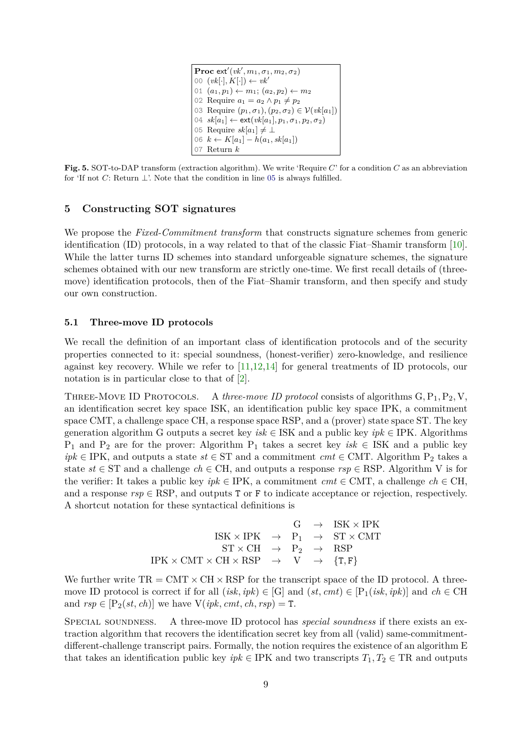```
Proc ext'(vk', m_1, σ_1, m_2, σ_2)
00 (vk[·], K[·]) ← vk'
01 (a_1, p_1) ← m_1; (a_2, p_2) ← m_2
02 Require a_1 = a_2 ∧ p_1 ≠ p_2
03 Require (p_1, σ_1), (p_2, σ_2) ∈ V(vk[a_1])
04 sk[a_1] ← ext(vk[a_1], p_1, σ_1, p_2, σ_2)
05 Require sk[a_1] ≠ ⊥
06 k ← K[a_1] − h(a_1, sk[a_1])
07 Return k
```

**Fig. 5.** SOT-to-DAP transform (extraction algorithm). We write 'Require $C$' for a condition $C$ as an abbreviation for 'If not $C$: Return $\perp$'. Note that the condition in line 05 is always fulfilled.

## 5 Constructing SOT signatures

We propose the *Fixed-Commitment transform* that constructs signature schemes from generic identification (ID) protocols, in a way related to that of the classic Fiat–Shamir transform [10]. While the latter turns ID schemes into standard unforgeable signature schemes, the signature schemes obtained with our new transform are strictly one-time. We first recall details of (three-move) identification protocols, then of the Fiat–Shamir transform, and then specify and study our own construction.

### 5.1 Three-move ID protocols

We recall the definition of an important class of identification protocols and of the security properties connected to it: special soundness, (honest-verifier) zero-knowledge, and resilience against key recovery. While we refer to [11,12,14] for general treatments of ID protocols, our notation is in particular close to that of [2].

Three-Move ID Protocols. A *three-move ID protocol* consists of algorithms $\mathrm{G}, \mathrm{P}_1, \mathrm{P}_2, \mathrm{V}$, an identification secret key space ISK, an identification public key space IPK, a commitment space CMT, a challenge space CH, a response space RSP, and a (prover) state space ST. The key generation algorithm G outputs a secret key $isk \in \mathrm{ISK}$ and a public key $ipk \in \mathrm{IPK}$. Algorithms $\mathrm{P}_1$ and $\mathrm{P}_2$ are for the prover: Algorithm $\mathrm{P}_1$ takes a secret key $isk \in \mathrm{ISK}$ and a public key $ipk \in \mathrm{IPK}$, and outputs a state $st \in \mathrm{ST}$ and a commitment $cmt \in \mathrm{CMT}$. Algorithm $\mathrm{P}_2$ takes a state $st \in \mathrm{ST}$ and a challenge $ch \in \mathrm{CH}$, and outputs a response $rsp \in \mathrm{RSP}$. Algorithm V is for the verifier: It takes a public key $ipk \in \mathrm{IPK}$, a commitment $cmt \in \mathrm{CMT}$, a challenge $ch \in \mathrm{CH}$, and a response $rsp \in \mathrm{RSP}$, and outputs T or F to indicate acceptance or rejection, respectively. A shortcut notation for these syntactical definitions is

$$\begin{array}{rcccl} & & \mathrm{G} & \rightarrow & \mathrm{ISK} \times \mathrm{IPK} \\ \mathrm{ISK} \times \mathrm{IPK} & \rightarrow & \mathrm{P}_1 & \rightarrow & \mathrm{ST} \times \mathrm{CMT} \\ \mathrm{ST} \times \mathrm{CH} & \rightarrow & \mathrm{P}_2 & \rightarrow & \mathrm{RSP} \\ \mathrm{IPK} \times \mathrm{CMT} \times \mathrm{CH} \times \mathrm{RSP} & \rightarrow & \mathrm{V} & \rightarrow & \{\mathtt{T}, \mathtt{F}\} \end{array}$$

We further write $\mathrm{TR} = \mathrm{CMT} \times \mathrm{CH} \times \mathrm{RSP}$ for the transcript space of the ID protocol. A three-move ID protocol is correct if for all $(isk, ipk) \in [\mathrm{G}]$ and $(st, cmt) \in [\mathrm{P}_1(isk, ipk)]$ and $ch \in \mathrm{CH}$ and $rsp \in [\mathrm{P}_2(st, ch)]$ we have $\mathrm{V}(ipk, cmt, ch, rsp) = \mathtt{T}$.

Special soundness. A three-move ID protocol has *special soundness* if there exists an extraction algorithm that recovers the identification secret key from all (valid) same-commitment-different-challenge transcript pairs. Formally, the notion requires the existence of an algorithm E that takes an identification public key $ipk \in \mathrm{IPK}$ and two transcripts $T_1, T_2 \in \mathrm{TR}$ and outputs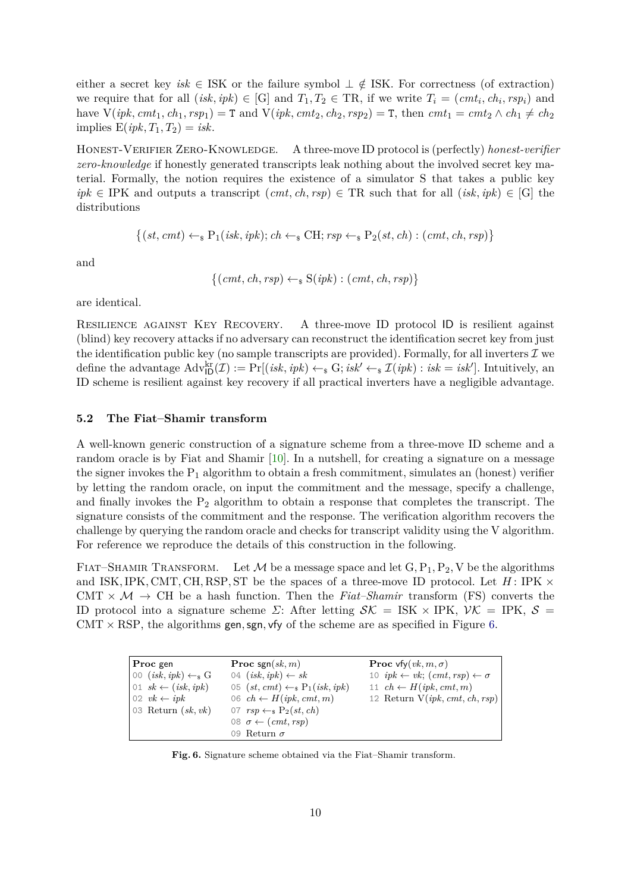either a secret key $isk \in \mathrm{ISK}$ or the failure symbol $\bot \notin \mathrm{ISK}$. For correctness (of extraction) we require that for all $(isk, ipk) \in [\mathrm{G}]$ and $T_1, T_2 \in \mathrm{TR}$, if we write $T_i = (cmt_i, ch_i, rsp_i)$ and have $\mathrm{V}(ipk, cmt_1, ch_1, rsp_1) = \mathtt{T}$ and $\mathrm{V}(ipk, cmt_2, ch_2, rsp_2) = \mathtt{T}$, then $cmt_1 = cmt_2 \wedge ch_1 \neq ch_2$ implies $\mathrm{E}(ipk, T_1, T_2) = isk$.

Honest-Verifier Zero-Knowledge. A three-move ID protocol is (perfectly) *honest-verifier zero-knowledge* if honestly generated transcripts leak nothing about the involved secret key material. Formally, the notion requires the existence of a simulator S that takes a public key $ipk \in \mathrm{IPK}$ and outputs a transcript $(cmt, ch, rsp) \in \mathrm{TR}$ such that for all $(isk, ipk) \in [\mathrm{G}]$ the distributions

$$\{(st, cmt) \leftarrow_{\$} \mathrm{P}_1(isk, ipk); ch \leftarrow_{\$} \mathrm{CH}; rsp \leftarrow_{\$} \mathrm{P}_2(st, ch) : (cmt, ch, rsp)\}$$

and

$$\{(cmt, ch, rsp) \leftarrow_{\$} \mathrm{S}(ipk) : (cmt, ch, rsp)\}$$

are identical.

Resilience against Key Recovery. A three-move ID protocol $\mathsf{ID}$ is resilient against (blind) key recovery attacks if no adversary can reconstruct the identification secret key from just the identification public key (no sample transcripts are provided). Formally, for all inverters $\mathcal{I}$ we define the advantage $\mathrm{Adv}^{\mathrm{kr}}_{\mathsf{ID}}(\mathcal{I}) := \Pr[(isk, ipk) \leftarrow_{\$} \mathrm{G}; isk' \leftarrow_{\$} \mathcal{I}(ipk) : isk = isk']$. Intuitively, an ID scheme is resilient against key recovery if all practical inverters have a negligible advantage.

### 5.2 The Fiat–Shamir transform

A well-known generic construction of a signature scheme from a three-move ID scheme and a random oracle is by Fiat and Shamir [10]. In a nutshell, for creating a signature on a message the signer invokes the $\mathrm{P}_1$ algorithm to obtain a fresh commitment, simulates an (honest) verifier by letting the random oracle, on input the commitment and the message, specify a challenge, and finally invokes the $\mathrm{P}_2$ algorithm to obtain a response that completes the transcript. The signature consists of the commitment and the response. The verification algorithm recovers the challenge by querying the random oracle and checks for transcript validity using the V algorithm. For reference we reproduce the details of this construction in the following.

Fiat–Shamir Transform. Let $\mathcal{M}$ be a message space and let $\mathrm{G}, \mathrm{P}_1, \mathrm{P}_2, \mathrm{V}$ be the algorithms and $\mathrm{ISK}, \mathrm{IPK}, \mathrm{CMT}, \mathrm{CH}, \mathrm{RSP}, \mathrm{ST}$ be the spaces of a three-move ID protocol. Let $H \colon \mathrm{IPK} \times \mathrm{CMT} \times \mathcal{M} \to \mathrm{CH}$ be a hash function. Then the *Fiat–Shamir* transform (FS) converts the ID protocol into a signature scheme $\Sigma$: After letting $\mathcal{SK} = \mathrm{ISK} \times \mathrm{IPK}$, $\mathcal{VK} = \mathrm{IPK}$, $\mathcal{S} = \mathrm{CMT} \times \mathrm{RSP}$, the algorithms gen, sgn, vfy of the scheme are as specified in Figure 6.

| **Proc** gen | **Proc** $\mathsf{sgn}(sk, m)$ | **Proc** $\mathsf{vfy}(vk, m, \sigma)$ |
|---|---|---|
| 00 $(isk, ipk) \leftarrow_{\$} \mathrm{G}$ | 04 $(isk, ipk) \leftarrow sk$ | 10 $ipk \leftarrow vk$; $(cmt, rsp) \leftarrow \sigma$ |
| 01 $sk \leftarrow (isk, ipk)$ | 05 $(st, cmt) \leftarrow_{\$} \mathrm{P}_1(isk, ipk)$ | 11 $ch \leftarrow H(ipk, cmt, m)$ |
| 02 $vk \leftarrow ipk$ | 06 $ch \leftarrow H(ipk, cmt, m)$ | 12 Return $\mathrm{V}(ipk, cmt, ch, rsp)$ |
| 03 Return $(sk, vk)$ | 07 $rsp \leftarrow_{\$} \mathrm{P}_2(st, ch)$ | |
| | 08 $\sigma \leftarrow (cmt, rsp)$ | |
| | 09 Return $\sigma$ | |

**Fig. 6.** Signature scheme obtained via the Fiat–Shamir transform.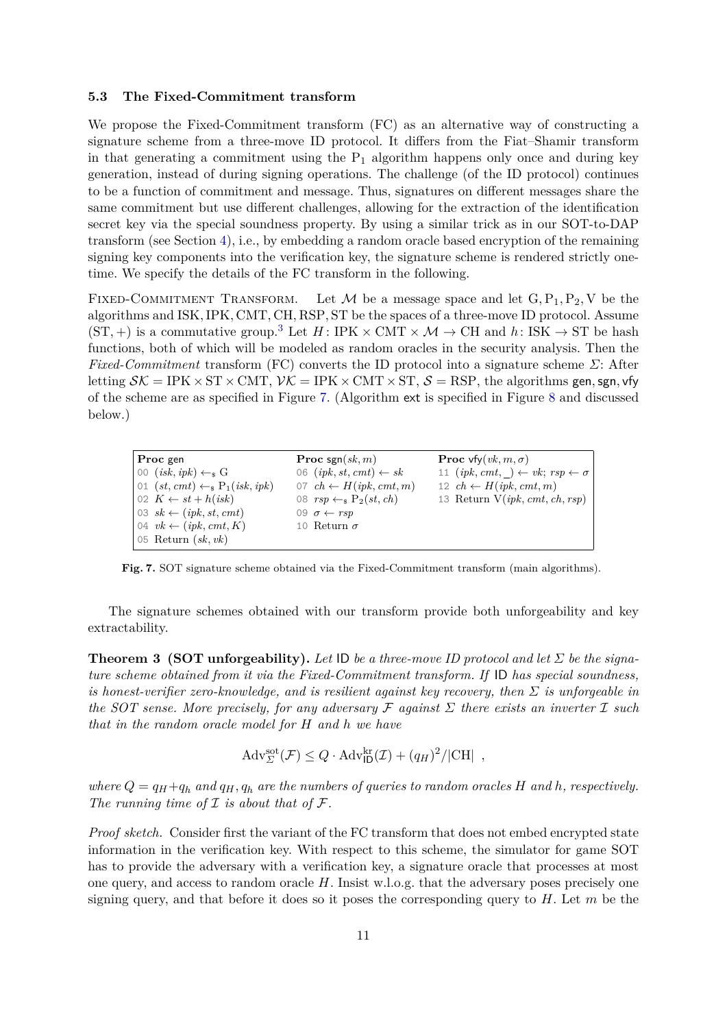### 5.3 The Fixed-Commitment transform

We propose the Fixed-Commitment transform (FC) as an alternative way of constructing a signature scheme from a three-move ID protocol. It differs from the Fiat–Shamir transform in that generating a commitment using the $\mathrm{P}_1$ algorithm happens only once and during key generation, instead of during signing operations. The challenge (of the ID protocol) continues to be a function of commitment and message. Thus, signatures on different messages share the same commitment but use different challenges, allowing for the extraction of the identification secret key via the special soundness property. By using a similar trick as in our SOT-to-DAP transform (see Section 4), i.e., by embedding a random oracle based encryption of the remaining signing key components into the verification key, the signature scheme is rendered strictly one-time. We specify the details of the FC transform in the following.

Fixed-Commitment Transform. Let $\mathcal{M}$ be a message space and let $\mathrm{G}, \mathrm{P}_1, \mathrm{P}_2, \mathrm{V}$ be the algorithms and $\mathrm{ISK}, \mathrm{IPK}, \mathrm{CMT}, \mathrm{CH}, \mathrm{RSP}, \mathrm{ST}$ be the spaces of a three-move ID protocol. Assume $(\mathrm{ST}, +)$ is a commutative group.[3] Let $H\colon \mathrm{IPK} \times \mathrm{CMT} \times \mathcal{M} \to \mathrm{CH}$ and $h\colon \mathrm{ISK} \to \mathrm{ST}$ be hash functions, both of which will be modeled as random oracles in the security analysis. Then the *Fixed-Commitment* transform (FC) converts the ID protocol into a signature scheme $\Sigma$: After letting $\mathcal{SK} = \mathrm{IPK} \times \mathrm{ST} \times \mathrm{CMT}$, $\mathcal{VK} = \mathrm{IPK} \times \mathrm{CMT} \times \mathrm{ST}$, $\mathcal{S} = \mathrm{RSP}$, the algorithms gen, sgn, vfy of the scheme are as specified in Figure 7. (Algorithm ext is specified in Figure 8 and discussed below.)

| **Proc** gen | **Proc** $\mathsf{sgn}(sk, m)$ | **Proc** $\mathsf{vfy}(vk, m, \sigma)$ |
|---|---|---|
| 00 $(isk, ipk) \leftarrow_{\$} \mathrm{G}$ | 06 $(ipk, st, cmt) \leftarrow sk$ | 11 $(ipk, cmt, \_) \leftarrow vk$; $rsp \leftarrow \sigma$ |
| 01 $(st, cmt) \leftarrow_{\$} \mathrm{P}_1(isk, ipk)$ | 07 $ch \leftarrow H(ipk, cmt, m)$ | 12 $ch \leftarrow H(ipk, cmt, m)$ |
| 02 $K \leftarrow st + h(isk)$ | 08 $rsp \leftarrow_{\$} \mathrm{P}_2(st, ch)$ | 13 Return $\mathrm{V}(ipk, cmt, ch, rsp)$ |
| 03 $sk \leftarrow (ipk, st, cmt)$ | 09 $\sigma \leftarrow rsp$ | |
| 04 $vk \leftarrow (ipk, cmt, K)$ | 10 Return $\sigma$ | |
| 05 Return $(sk, vk)$ | | |

**Fig. 7.** SOT signature scheme obtained via the Fixed-Commitment transform (main algorithms).

The signature schemes obtained with our transform provide both unforgeability and key extractability.

**Theorem 3 (SOT unforgeability).** *Let* ID *be a three-move ID protocol and let $\Sigma$ be the signature scheme obtained from it via the Fixed-Commitment transform. If* ID *has special soundness, is honest-verifier zero-knowledge, and is resilient against key recovery, then $\Sigma$ is unforgeable in the SOT sense. More precisely, for any adversary $\mathcal{F}$ against $\Sigma$ there exists an inverter $\mathcal{I}$ such that in the random oracle model for $H$ and $h$ we have*

$$\mathrm{Adv}^{\mathrm{sot}}_{\Sigma}(\mathcal{F}) \leq Q \cdot \mathrm{Adv}^{\mathrm{kr}}_{\mathsf{ID}}(\mathcal{I}) + (q_H)^2/|\mathrm{CH}| \ ,$$

*where $Q = q_H + q_h$ and $q_H, q_h$ are the numbers of queries to random oracles $H$ and $h$, respectively. The running time of $\mathcal{I}$ is about that of $\mathcal{F}$.*

*Proof sketch.* Consider first the variant of the FC transform that does not embed encrypted state information in the verification key. With respect to this scheme, the simulator for game SOT has to provide the adversary with a verification key, a signature oracle that processes at most one query, and access to random oracle $H$. Insist w.l.o.g. that the adversary poses precisely one signing query, and that before it does so it poses the corresponding query to $H$. Let $m$ be the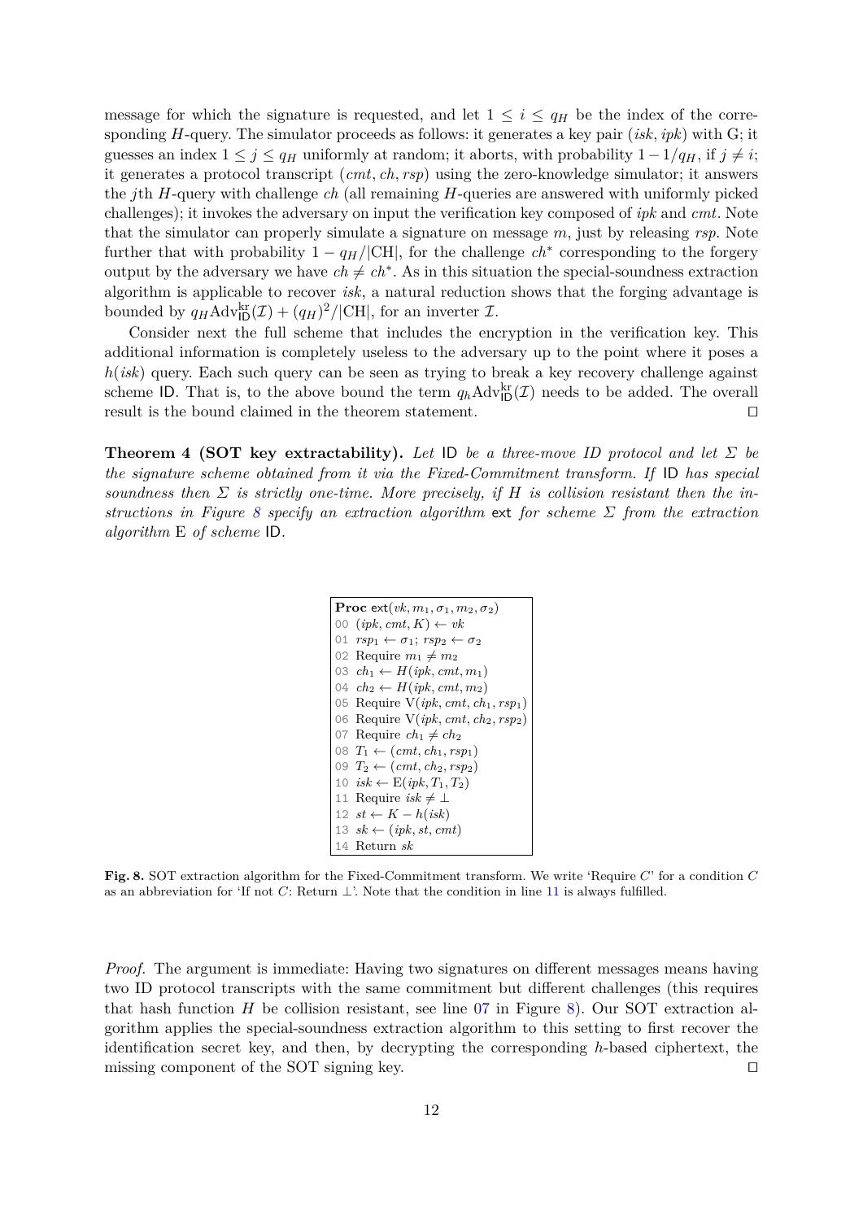message for which the signature is requested, and let $1 \leq i \leq q_H$ be the index of the corresponding $H$-query. The simulator proceeds as follows: it generates a key pair $(isk, ipk)$ with G; it guesses an index $1 \leq j \leq q_H$ uniformly at random; it aborts, with probability $1 - 1/q_H$, if $j \neq i$; it generates a protocol transcript $(cmt, ch, rsp)$ using the zero-knowledge simulator; it answers the $j$th $H$-query with challenge $ch$ (all remaining $H$-queries are answered with uniformly picked challenges); it invokes the adversary on input the verification key composed of $ipk$ and $cmt$. Note that the simulator can properly simulate a signature on message $m$, just by releasing $rsp$. Note further that with probability $1 - q_H/|\mathrm{CH}|$, for the challenge $ch^*$ corresponding to the forgery output by the adversary we have $ch \neq ch^*$. As in this situation the special-soundness extraction algorithm is applicable to recover $isk$, a natural reduction shows that the forging advantage is bounded by $q_H \mathrm{Adv}^{\mathrm{kr}}_{\mathsf{ID}}(\mathcal{I}) + (q_H)^2/|\mathrm{CH}|$, for an inverter $\mathcal{I}$.

Consider next the full scheme that includes the encryption in the verification key. This additional information is completely useless to the adversary up to the point where it poses a $h(isk)$ query. Each such query can be seen as trying to break a key recovery challenge against scheme $\mathsf{ID}$. That is, to the above bound the term $q_h \mathrm{Adv}^{\mathrm{kr}}_{\mathsf{ID}}(\mathcal{I})$ needs to be added. The overall result is the bound claimed in the theorem statement. □

**Theorem 4 (SOT key extractability).** *Let* $\mathsf{ID}$ *be a three-move ID protocol and let* $\Sigma$ *be the signature scheme obtained from it via the Fixed-Commitment transform. If* $\mathsf{ID}$ *has special soundness then* $\Sigma$ *is strictly one-time. More precisely, if* $H$ *is collision resistant then the instructions in Figure 8 specify an extraction algorithm* $\mathsf{ext}$ *for scheme* $\Sigma$ *from the extraction algorithm* E *of scheme* $\mathsf{ID}$.

```
Proc ext(vk, m1, σ1, m2, σ2)
00 (ipk, cmt, K) ← vk
01 rsp1 ← σ1; rsp2 ← σ2
02 Require m1 ≠ m2
03 ch1 ← H(ipk, cmt, m1)
04 ch2 ← H(ipk, cmt, m2)
05 Require V(ipk, cmt, ch1, rsp1)
06 Require V(ipk, cmt, ch2, rsp2)
07 Require ch1 ≠ ch2
08 T1 ← (cmt, ch1, rsp1)
09 T2 ← (cmt, ch2, rsp2)
10 isk ← E(ipk, T1, T2)
11 Require isk ≠ ⊥
12 st ← K − h(isk)
13 sk ← (ipk, st, cmt)
14 Return sk
```

**Fig. 8.** SOT extraction algorithm for the Fixed-Commitment transform. We write 'Require $C$' for a condition $C$ as an abbreviation for 'If not $C$: Return $\perp$'. Note that the condition in line 11 is always fulfilled.

*Proof.* The argument is immediate: Having two signatures on different messages means having two ID protocol transcripts with the same commitment but different challenges (this requires that hash function $H$ be collision resistant, see line 07 in Figure 8). Our SOT extraction algorithm applies the special-soundness extraction algorithm to this setting to first recover the identification secret key, and then, by decrypting the corresponding $h$-based ciphertext, the missing component of the SOT signing key. □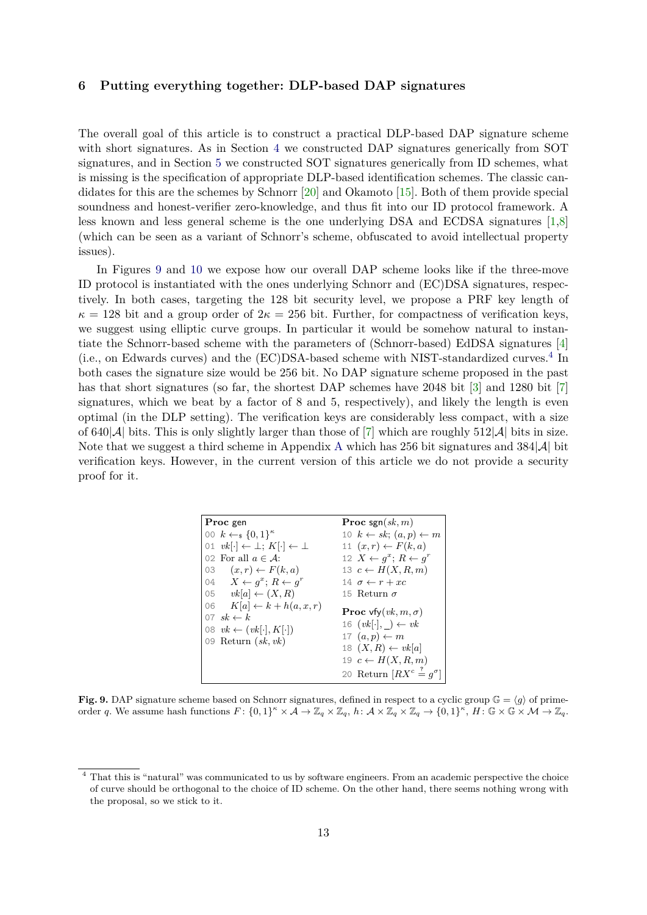## 6 Putting everything together: DLP-based DAP signatures

The overall goal of this article is to construct a practical DLP-based DAP signature scheme with short signatures. As in Section 4 we constructed DAP signatures generically from SOT signatures, and in Section 5 we constructed SOT signatures generically from ID schemes, what is missing is the specification of appropriate DLP-based identification schemes. The classic candidates for this are the schemes by Schnorr [20] and Okamoto [15]. Both of them provide special soundness and honest-verifier zero-knowledge, and thus fit into our ID protocol framework. A less known and less general scheme is the one underlying DSA and ECDSA signatures [1,8] (which can be seen as a variant of Schnorr's scheme, obfuscated to avoid intellectual property issues).

In Figures 9 and 10 we expose how our overall DAP scheme looks like if the three-move ID protocol is instantiated with the ones underlying Schnorr and (EC)DSA signatures, respectively. In both cases, targeting the 128 bit security level, we propose a PRF key length of $\kappa = 128$ bit and a group order of $2\kappa = 256$ bit. Further, for compactness of verification keys, we suggest using elliptic curve groups. In particular it would be somehow natural to instantiate the Schnorr-based scheme with the parameters of (Schnorr-based) EdDSA signatures [4] (i.e., on Edwards curves) and the (EC)DSA-based scheme with NIST-standardized curves.[4] In both cases the signature size would be 256 bit. No DAP signature scheme proposed in the past has that short signatures (so far, the shortest DAP schemes have 2048 bit [3] and 1280 bit [7] signatures, which we beat by a factor of 8 and 5, respectively), and likely the length is even optimal (in the DLP setting). The verification keys are considerably less compact, with a size of $640|\mathcal{A}|$ bits. This is only slightly larger than those of [7] which are roughly $512|\mathcal{A}|$ bits in size. Note that we suggest a third scheme in Appendix A which has 256 bit signatures and $384|\mathcal{A}|$ bit verification keys. However, in the current version of this article we do not provide a security proof for it.

| **Proc** $\mathsf{gen}$ | **Proc** $\mathsf{sgn}(sk, m)$ |
|---|---|
| 00 $k \leftarrow_\$ \{0,1\}^\kappa$ | 10 $k \leftarrow sk$; $(a, p) \leftarrow m$ |
| 01 $vk[\cdot] \leftarrow \bot$; $K[\cdot] \leftarrow \bot$ | 11 $(x, r) \leftarrow F(k, a)$ |
| 02 For all $a \in \mathcal{A}$: | 12 $X \leftarrow g^x$; $R \leftarrow g^r$ |
| 03 $\quad (x, r) \leftarrow F(k, a)$ | 13 $c \leftarrow H(X, R, m)$ |
| 04 $\quad X \leftarrow g^x$; $R \leftarrow g^r$ | 14 $\sigma \leftarrow r + xc$ |
| 05 $\quad vk[a] \leftarrow (X, R)$ | 15 Return $\sigma$ |
| 06 $\quad K[a] \leftarrow k + h(a, x, r)$ | **Proc** $\mathsf{vfy}(vk, m, \sigma)$ |
| 07 $sk \leftarrow k$ | 16 $(vk[\cdot], \_) \leftarrow vk$ |
| 08 $vk \leftarrow (vk[\cdot], K[\cdot])$ | 17 $(a, p) \leftarrow m$ |
| 09 Return $(sk, vk)$ | 18 $(X, R) \leftarrow vk[a]$ |
| | 19 $c \leftarrow H(X, R, m)$ |
| | 20 Return $[RX^c \stackrel{?}{=} g^\sigma]$ |

**Fig. 9.** DAP signature scheme based on Schnorr signatures, defined in respect to a cyclic group $\mathbb{G} = \langle g \rangle$ of prime-order $q$. We assume hash functions $F\colon \{0,1\}^\kappa \times \mathcal{A} \to \mathbb{Z}_q \times \mathbb{Z}_q$, $h\colon \mathcal{A} \times \mathbb{Z}_q \times \mathbb{Z}_q \to \{0,1\}^\kappa$, $H\colon \mathbb{G} \times \mathbb{G} \times \mathcal{M} \to \mathbb{Z}_q$.

[4] That this is "natural" was communicated to us by software engineers. From an academic perspective the choice of curve should be orthogonal to the choice of ID scheme. On the other hand, there seems nothing wrong with the proposal, so we stick to it.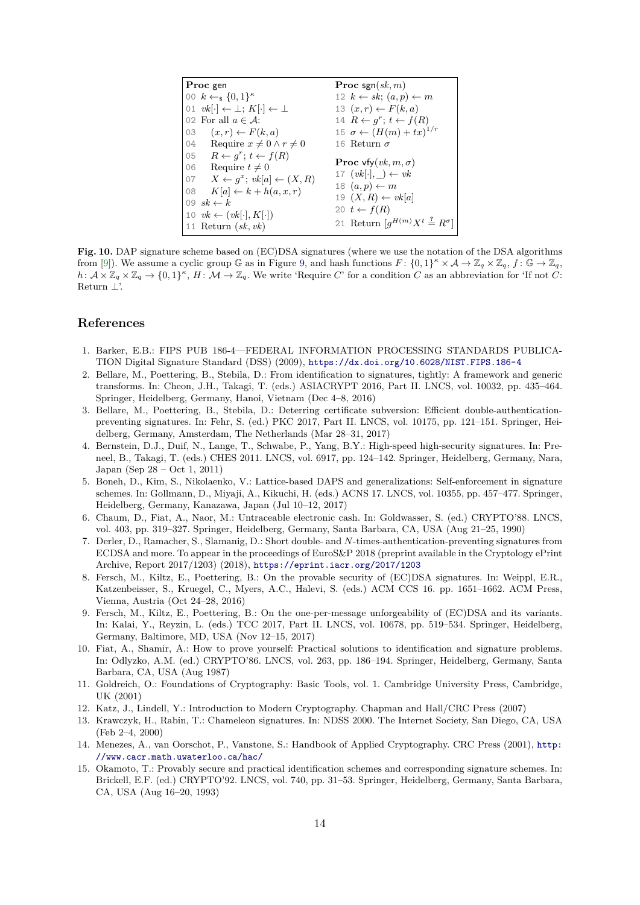```
Proc gen                                    Proc sgn(sk, m)
00 k ←$ {0,1}^κ                             12 k ← sk; (a, p) ← m
01 vk[·] ← ⊥; K[·] ← ⊥                      13 (x, r) ← F(k, a)
02 For all a ∈ A:                           14 R ← g^r; t ← f(R)
03    (x, r) ← F(k, a)                      15 σ ← (H(m) + tx)^{1/r}
04    Require x ≠ 0 ∧ r ≠ 0                 16 Return σ
05    R ← g^r; t ← f(R)
06    Require t ≠ 0                         Proc vfy(vk, m, σ)
07    X ← g^x; vk[a] ← (X, R)               17 (vk[·], _) ← vk
08    K[a] ← k + h(a, x, r)                 18 (a, p) ← m
09 sk ← k                                   19 (X, R) ← vk[a]
10 vk ← (vk[·], K[·])                       20 t ← f(R)
11 Return (sk, vk)                          21 Return [g^{H(m)} X^t =? R^σ]
```

**Fig. 10.** DAP signature scheme based on (EC)DSA signatures (where we use the notation of the DSA algorithms from [9]). We assume a cyclic group $\mathbb{G}$ as in Figure 9, and hash functions $F\colon \{0,1\}^\kappa \times \mathcal{A} \to \mathbb{Z}_q \times \mathbb{Z}_q$, $f\colon \mathbb{G} \to \mathbb{Z}_q$, $h\colon \mathcal{A} \times \mathbb{Z}_q \times \mathbb{Z}_q \to \{0,1\}^\kappa$, $H\colon \mathcal{M} \to \mathbb{Z}_q$. We write 'Require $C$' for a condition $C$ as an abbreviation for 'If not $C$: Return $\perp$'.

## References

1. Barker, E.B.: FIPS PUB 186-4—FEDERAL INFORMATION PROCESSING STANDARDS PUBLICATION Digital Signature Standard (DSS) (2009), https://dx.doi.org/10.6028/NIST.FIPS.186-4
2. Bellare, M., Poettering, B., Stebila, D.: From identification to signatures, tightly: A framework and generic transforms. In: Cheon, J.H., Takagi, T. (eds.) ASIACRYPT 2016, Part II. LNCS, vol. 10032, pp. 435–464. Springer, Heidelberg, Germany, Hanoi, Vietnam (Dec 4–8, 2016)
3. Bellare, M., Poettering, B., Stebila, D.: Deterring certificate subversion: Efficient double-authentication-preventing signatures. In: Fehr, S. (ed.) PKC 2017, Part II. LNCS, vol. 10175, pp. 121–151. Springer, Heidelberg, Germany, Amsterdam, The Netherlands (Mar 28–31, 2017)
4. Bernstein, D.J., Duif, N., Lange, T., Schwabe, P., Yang, B.Y.: High-speed high-security signatures. In: Preneel, B., Takagi, T. (eds.) CHES 2011. LNCS, vol. 6917, pp. 124–142. Springer, Heidelberg, Germany, Nara, Japan (Sep 28 – Oct 1, 2011)
5. Boneh, D., Kim, S., Nikolaenko, V.: Lattice-based DAPS and generalizations: Self-enforcement in signature schemes. In: Gollmann, D., Miyaji, A., Kikuchi, H. (eds.) ACNS 17. LNCS, vol. 10355, pp. 457–477. Springer, Heidelberg, Germany, Kanazawa, Japan (Jul 10–12, 2017)
6. Chaum, D., Fiat, A., Naor, M.: Untraceable electronic cash. In: Goldwasser, S. (ed.) CRYPTO'88. LNCS, vol. 403, pp. 319–327. Springer, Heidelberg, Germany, Santa Barbara, CA, USA (Aug 21–25, 1990)
7. Derler, D., Ramacher, S., Slamanig, D.: Short double- and $N$-times-authentication-preventing signatures from ECDSA and more. To appear in the proceedings of EuroS&P 2018 (preprint available in the Cryptology ePrint Archive, Report 2017/1203) (2018), https://eprint.iacr.org/2017/1203
8. Fersch, M., Kiltz, E., Poettering, B.: On the provable security of (EC)DSA signatures. In: Weippl, E.R., Katzenbeisser, S., Kruegel, C., Myers, A.C., Halevi, S. (eds.) ACM CCS 16. pp. 1651–1662. ACM Press, Vienna, Austria (Oct 24–28, 2016)
9. Fersch, M., Kiltz, E., Poettering, B.: On the one-per-message unforgeability of (EC)DSA and its variants. In: Kalai, Y., Reyzin, L. (eds.) TCC 2017, Part II. LNCS, vol. 10678, pp. 519–534. Springer, Heidelberg, Germany, Baltimore, MD, USA (Nov 12–15, 2017)
10. Fiat, A., Shamir, A.: How to prove yourself: Practical solutions to identification and signature problems. In: Odlyzko, A.M. (ed.) CRYPTO'86. LNCS, vol. 263, pp. 186–194. Springer, Heidelberg, Germany, Santa Barbara, CA, USA (Aug 1987)
11. Goldreich, O.: Foundations of Cryptography: Basic Tools, vol. 1. Cambridge University Press, Cambridge, UK (2001)
12. Katz, J., Lindell, Y.: Introduction to Modern Cryptography. Chapman and Hall/CRC Press (2007)
13. Krawczyk, H., Rabin, T.: Chameleon signatures. In: NDSS 2000. The Internet Society, San Diego, CA, USA (Feb 2–4, 2000)
14. Menezes, A., van Oorschot, P., Vanstone, S.: Handbook of Applied Cryptography. CRC Press (2001), http://www.cacr.math.uwaterloo.ca/hac/
15. Okamoto, T.: Provably secure and practical identification schemes and corresponding signature schemes. In: Brickell, E.F. (ed.) CRYPTO'92. LNCS, vol. 740, pp. 31–53. Springer, Heidelberg, Germany, Santa Barbara, CA, USA (Aug 16–20, 1993)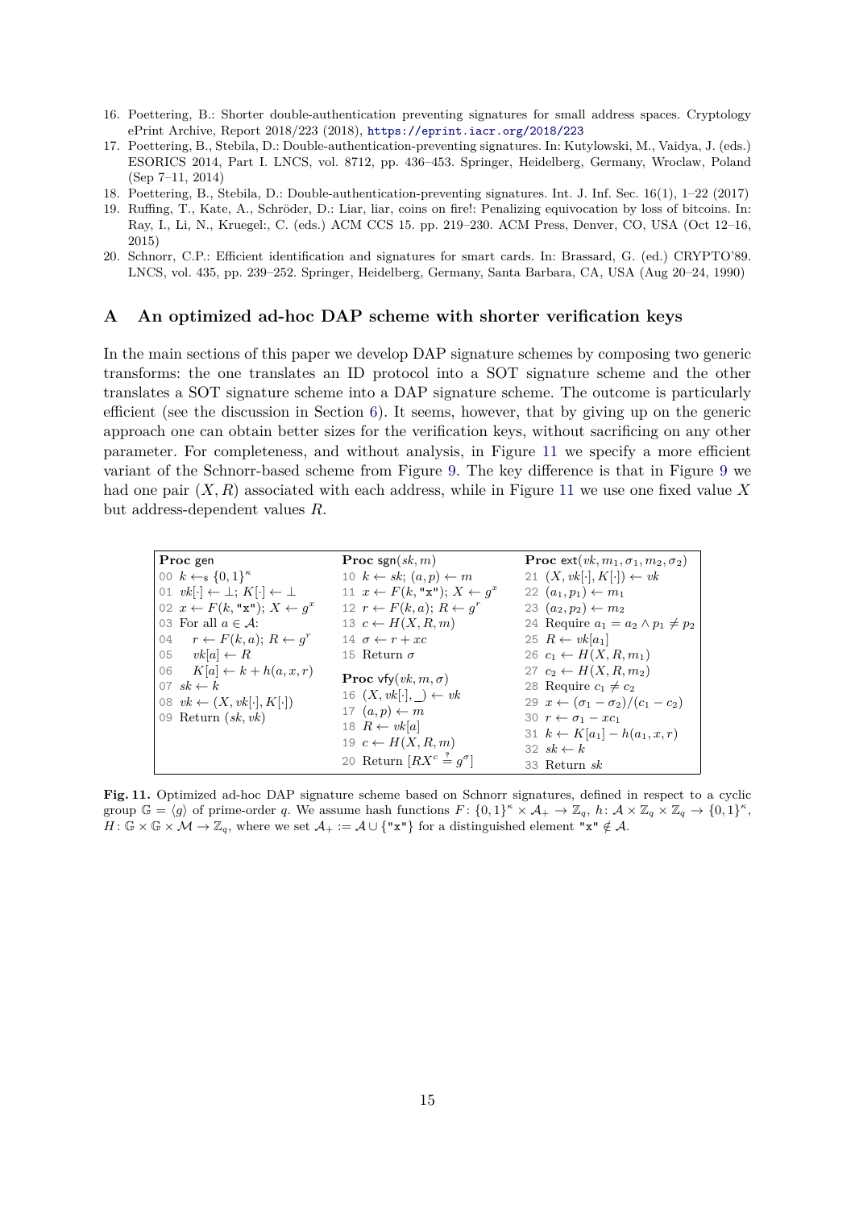16. Poettering, B.: Shorter double-authentication preventing signatures for small address spaces. Cryptology ePrint Archive, Report 2018/223 (2018), https://eprint.iacr.org/2018/223
17. Poettering, B., Stebila, D.: Double-authentication-preventing signatures. In: Kutylowski, M., Vaidya, J. (eds.) ESORICS 2014, Part I. LNCS, vol. 8712, pp. 436–453. Springer, Heidelberg, Germany, Wroclaw, Poland (Sep 7–11, 2014)
18. Poettering, B., Stebila, D.: Double-authentication-preventing signatures. Int. J. Inf. Sec. 16(1), 1–22 (2017)
19. Ruffing, T., Kate, A., Schröder, D.: Liar, liar, coins on fire!: Penalizing equivocation by loss of bitcoins. In: Ray, I., Li, N., Kruegel:, C. (eds.) ACM CCS 15. pp. 219–230. ACM Press, Denver, CO, USA (Oct 12–16, 2015)
20. Schnorr, C.P.: Efficient identification and signatures for smart cards. In: Brassard, G. (ed.) CRYPTO'89. LNCS, vol. 435, pp. 239–252. Springer, Heidelberg, Germany, Santa Barbara, CA, USA (Aug 20–24, 1990)

## A An optimized ad-hoc DAP scheme with shorter verification keys

In the main sections of this paper we develop DAP signature schemes by composing two generic transforms: the one translates an ID protocol into a SOT signature scheme and the other translates a SOT signature scheme into a DAP signature scheme. The outcome is particularly efficient (see the discussion in Section 6). It seems, however, that by giving up on the generic approach one can obtain better sizes for the verification keys, without sacrificing on any other parameter. For completeness, and without analysis, in Figure 11 we specify a more efficient variant of the Schnorr-based scheme from Figure 9. The key difference is that in Figure 9 we had one pair $(X, R)$ associated with each address, while in Figure 11 we use one fixed value $X$ but address-dependent values $R$.

| **Proc** gen | **Proc** sgn$(sk, m)$ | **Proc** ext$(vk, m_1, \sigma_1, m_2, \sigma_2)$ |
|---|---|---|
| 00 $k \leftarrow_\$ \{0,1\}^\kappa$ | 10 $k \leftarrow sk$; $(a, p) \leftarrow m$ | 21 $(X, vk[\cdot], K[\cdot]) \leftarrow vk$ |
| 01 $vk[\cdot] \leftarrow \perp$; $K[\cdot] \leftarrow \perp$ | 11 $x \leftarrow F(k, \texttt{"x"})$; $X \leftarrow g^x$ | 22 $(a_1, p_1) \leftarrow m_1$ |
| 02 $x \leftarrow F(k, \texttt{"x"})$; $X \leftarrow g^x$ | 12 $r \leftarrow F(k, a)$; $R \leftarrow g^r$ | 23 $(a_2, p_2) \leftarrow m_2$ |
| 03 For all $a \in \mathcal{A}$: | 13 $c \leftarrow H(X, R, m)$ | 24 Require $a_1 = a_2 \wedge p_1 \neq p_2$ |
| 04 $\quad r \leftarrow F(k, a)$; $R \leftarrow g^r$ | 14 $\sigma \leftarrow r + xc$ | 25 $R \leftarrow vk[a_1]$ |
| 05 $\quad vk[a] \leftarrow R$ | 15 Return $\sigma$ | 26 $c_1 \leftarrow H(X, R, m_1)$ |
| 06 $\quad K[a] \leftarrow k + h(a, x, r)$ | **Proc** vfy$(vk, m, \sigma)$ | 27 $c_2 \leftarrow H(X, R, m_2)$ |
| 07 $sk \leftarrow k$ | 16 $(X, vk[\cdot], \_) \leftarrow vk$ | 28 Require $c_1 \neq c_2$ |
| 08 $vk \leftarrow (X, vk[\cdot], K[\cdot])$ | 17 $(a, p) \leftarrow m$ | 29 $x \leftarrow (\sigma_1 - \sigma_2)/(c_1 - c_2)$ |
| 09 Return $(sk, vk)$ | 18 $R \leftarrow vk[a]$ | 30 $r \leftarrow \sigma_1 - xc_1$ |
| | 19 $c \leftarrow H(X, R, m)$ | 31 $k \leftarrow K[a_1] - h(a_1, x, r)$ |
| | 20 Return $[RX^c \stackrel{?}{=} g^\sigma]$ | 32 $sk \leftarrow k$ |
| | | 33 Return $sk$ |

**Fig. 11.** Optimized ad-hoc DAP signature scheme based on Schnorr signatures, defined in respect to a cyclic group $\mathbb{G} = \langle g \rangle$ of prime-order $q$. We assume hash functions $F\colon \{0,1\}^\kappa \times \mathcal{A}_+ \to \mathbb{Z}_q$, $h\colon \mathcal{A} \times \mathbb{Z}_q \times \mathbb{Z}_q \to \{0,1\}^\kappa$, $H\colon \mathbb{G} \times \mathbb{G} \times \mathcal{M} \to \mathbb{Z}_q$, where we set $\mathcal{A}_+ := \mathcal{A} \cup \{\texttt{"x"}\}$ for a distinguished element $\texttt{"x"} \notin \mathcal{A}$.